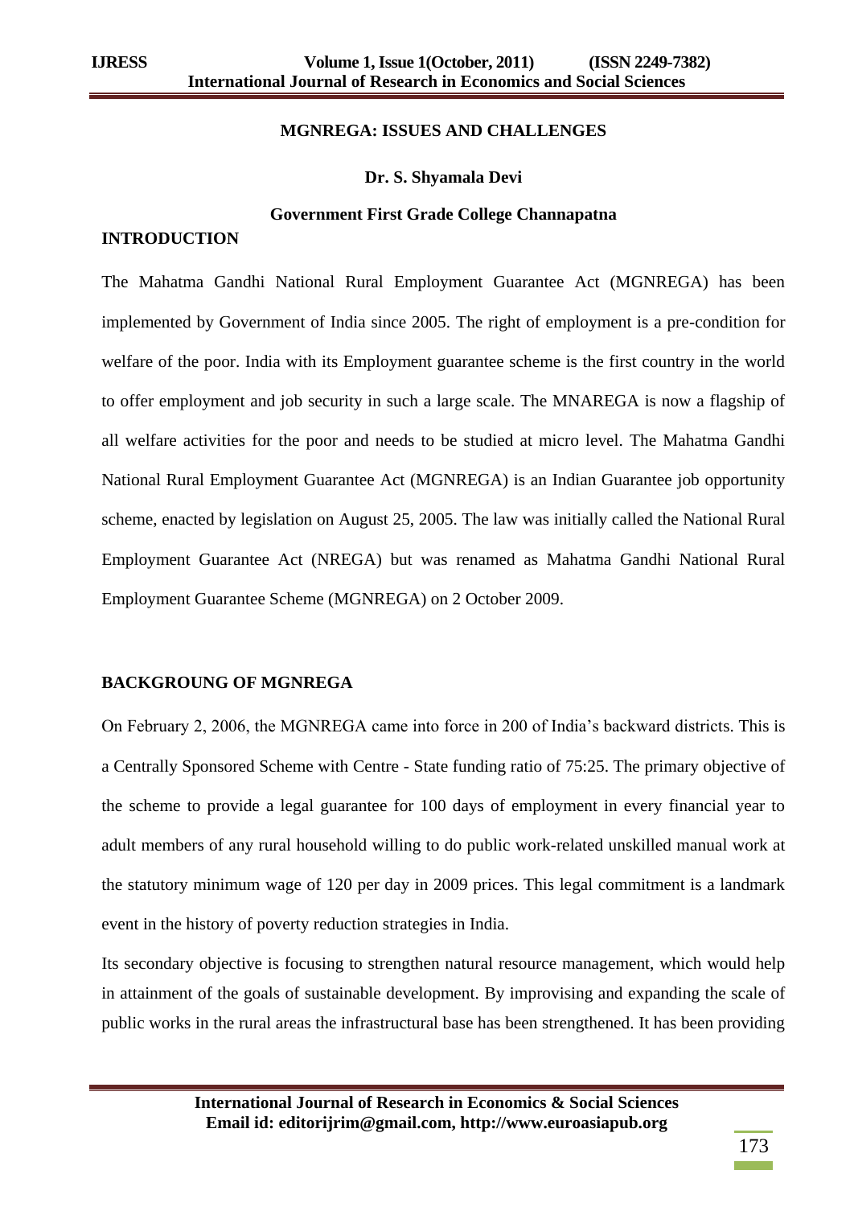# MGNREGA: ISSUES AND CHALLENGES

**Dr. S. Shyamala Devi**

**Government First Grade College Channapatna**

## INTRODUCTION

The Mahatma Gandhi National Rural Employment Guarantee Act (MGNREGA) has been implemented by Government of India since 2005. The right of employment is a pre-condition for welfare of the poor. India with its Employment guarantee scheme is the first country in the world to offer employment and job security in such a large scale. The MNAREGA is now a flagship of all welfare activities for the poor and needs to be studied at micro level. The Mahatma Gandhi National Rural Employment Guarantee Act (MGNREGA) is an Indian Guarantee job opportunity scheme, enacted by legislation on August 25, 2005. The law was initially called the National Rural Employment Guarantee Act (NREGA) but was renamed as Mahatma Gandhi National Rural Employment Guarantee Scheme (MGNREGA) on 2 October 2009.

## BACKGROUNG OF MGNREGA

On February 2, 2006, the MGNREGA came into force in 200 of India's backward districts. This is a Centrally Sponsored Scheme with Centre - State funding ratio of 75:25. The primary objective of the scheme to provide a legal guarantee for 100 days of employment in every financial year to adult members of any rural household willing to do public work-related unskilled manual work at the statutory minimum wage of 120 per day in 2009 prices. This legal commitment is a landmark event in the history of poverty reduction strategies in India.

Its secondary objective is focusing to strengthen natural resource management, which would help in attainment of the goals of sustainable development. By improvising and expanding the scale of public works in the rural areas the infrastructural base has been strengthened. It has been providing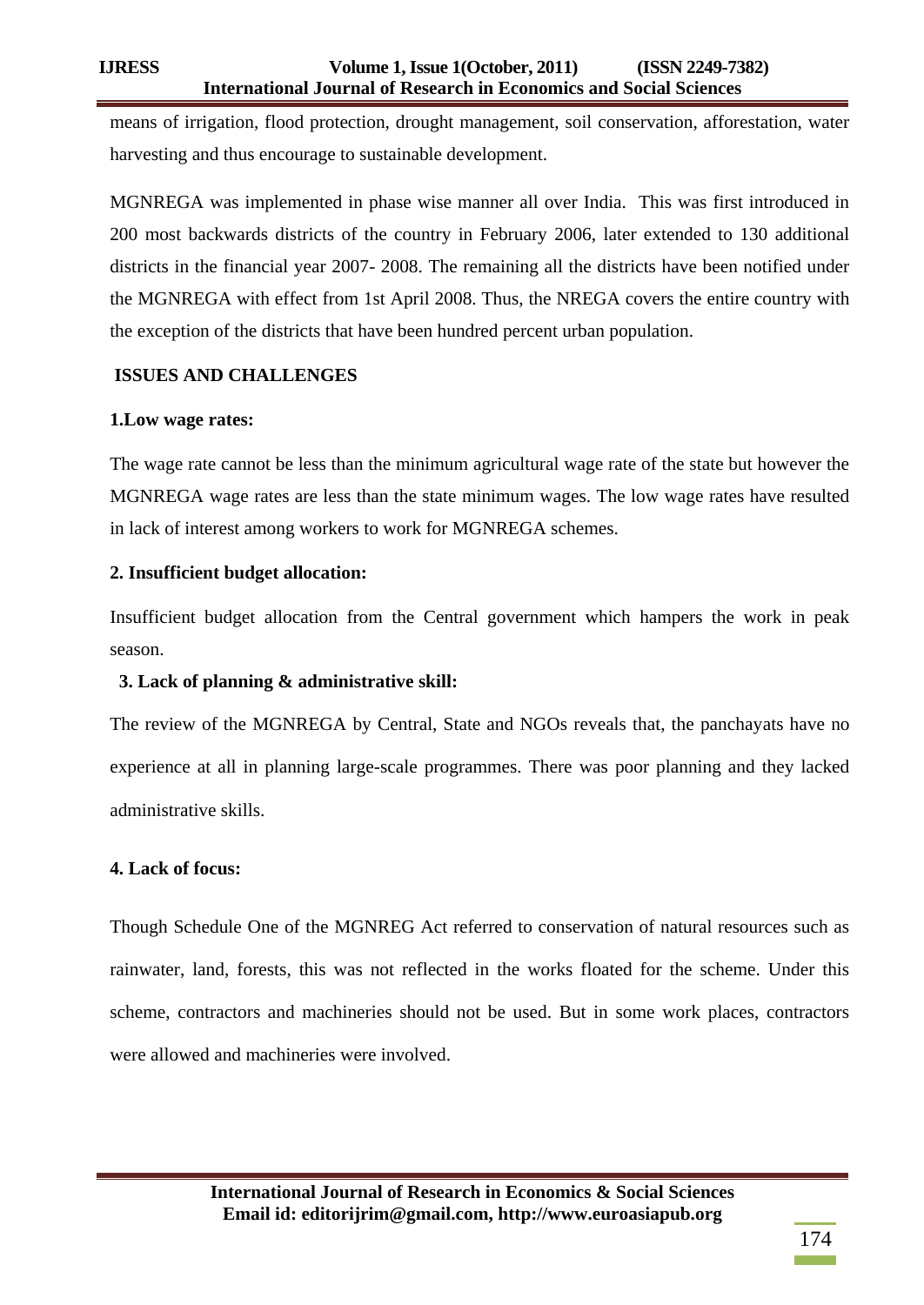means of irrigation, flood protection, drought management, soil conservation, afforestation, water harvesting and thus encourage to sustainable development.

MGNREGA was implemented in phase wise manner all over India. This was first introduced in 200 most backwards districts of the country in February 2006, later extended to 130 additional districts in the financial year 2007- 2008. The remaining all the districts have been notified under the MGNREGA with effect from 1st April 2008. Thus, the NREGA covers the entire country with the exception of the districts that have been hundred percent urban population.

## ISSUES AND CHALLENGES

### 1.Low wage rates:

The wage rate cannot be less than the minimum agricultural wage rate of the state but however the MGNREGA wage rates are less than the state minimum wages. The low wage rates have resulted in lack of interest among workers to work for MGNREGA schemes.

### 2. Insufficient budget allocation:

Insufficient budget allocation from the Central government which hampers the work in peak season.

### 3. Lack of planning & administrative skill:

The review of the MGNREGA by Central, State and NGOs reveals that, the panchayats have no experience at all in planning large-scale programmes. There was poor planning and they lacked administrative skills.

### 4. Lack of focus:

Though Schedule One of the MGNREG Act referred to conservation of natural resources such as rainwater, land, forests, this was not reflected in the works floated for the scheme. Under this scheme, contractors and machineries should not be used. But in some work places, contractors were allowed and machineries were involved.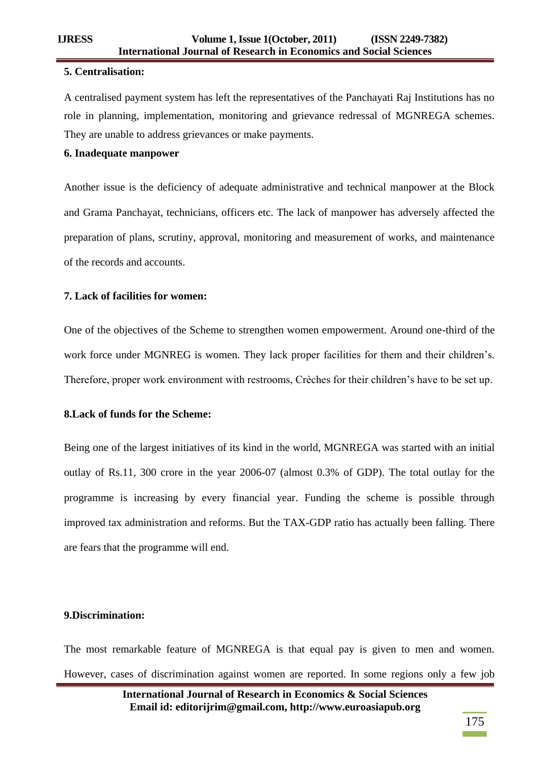**5. Centralisation:**

A centralised payment system has left the representatives of the Panchayati Raj Institutions has no role in planning, implementation, monitoring and grievance redressal of MGNREGA schemes. They are unable to address grievances or make payments.

**6. Inadequate manpower**

Another issue is the deficiency of adequate administrative and technical manpower at the Block and Grama Panchayat, technicians, officers etc. The lack of manpower has adversely affected the preparation of plans, scrutiny, approval, monitoring and measurement of works, and maintenance of the records and accounts.

**7. Lack of facilities for women:**

One of the objectives of the Scheme to strengthen women empowerment. Around one-third of the work force under MGNREG is women. They lack proper facilities for them and their children's. Therefore, proper work environment with restrooms, Crèches for their children's have to be set up.

**8.Lack of funds for the Scheme:**

Being one of the largest initiatives of its kind in the world, MGNREGA was started with an initial outlay of Rs.11, 300 crore in the year 2006-07 (almost 0.3% of GDP). The total outlay for the programme is increasing by every financial year. Funding the scheme is possible through improved tax administration and reforms. But the TAX-GDP ratio has actually been falling. There are fears that the programme will end.

**9.Discrimination:**

The most remarkable feature of MGNREGA is that equal pay is given to men and women. However, cases of discrimination against women are reported. In some regions only a few job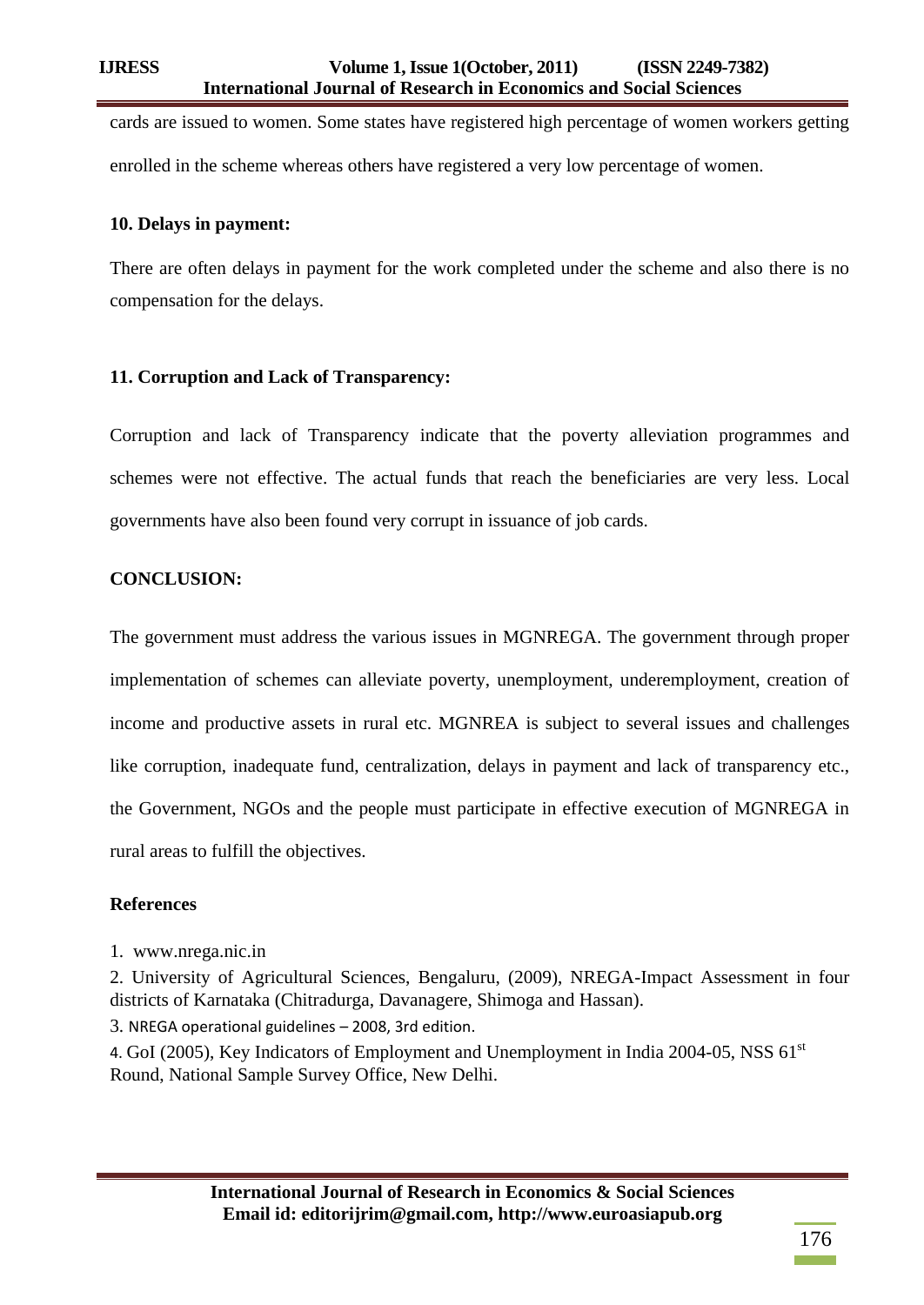cards are issued to women. Some states have registered high percentage of women workers getting enrolled in the scheme whereas others have registered a very low percentage of women.

**10. Delays in payment:**

There are often delays in payment for the work completed under the scheme and also there is no compensation for the delays.

**11. Corruption and Lack of Transparency:**

Corruption and lack of Transparency indicate that the poverty alleviation programmes and schemes were not effective. The actual funds that reach the beneficiaries are very less. Local governments have also been found very corrupt in issuance of job cards.

**CONCLUSION:**

The government must address the various issues in MGNREGA. The government through proper implementation of schemes can alleviate poverty, unemployment, underemployment, creation of income and productive assets in rural etc. MGNREA is subject to several issues and challenges like corruption, inadequate fund, centralization, delays in payment and lack of transparency etc., the Government, NGOs and the people must participate in effective execution of MGNREGA in rural areas to fulfill the objectives.

**References**

1. www.nrega.nic.in
2. University of Agricultural Sciences, Bengaluru, (2009), NREGA-Impact Assessment in four districts of Karnataka (Chitradurga, Davanagere, Shimoga and Hassan).
3. NREGA operational guidelines – 2008, 3rd edition.
4. GoI (2005), Key Indicators of Employment and Unemployment in India 2004-05, NSS 61st Round, National Sample Survey Office, New Delhi.